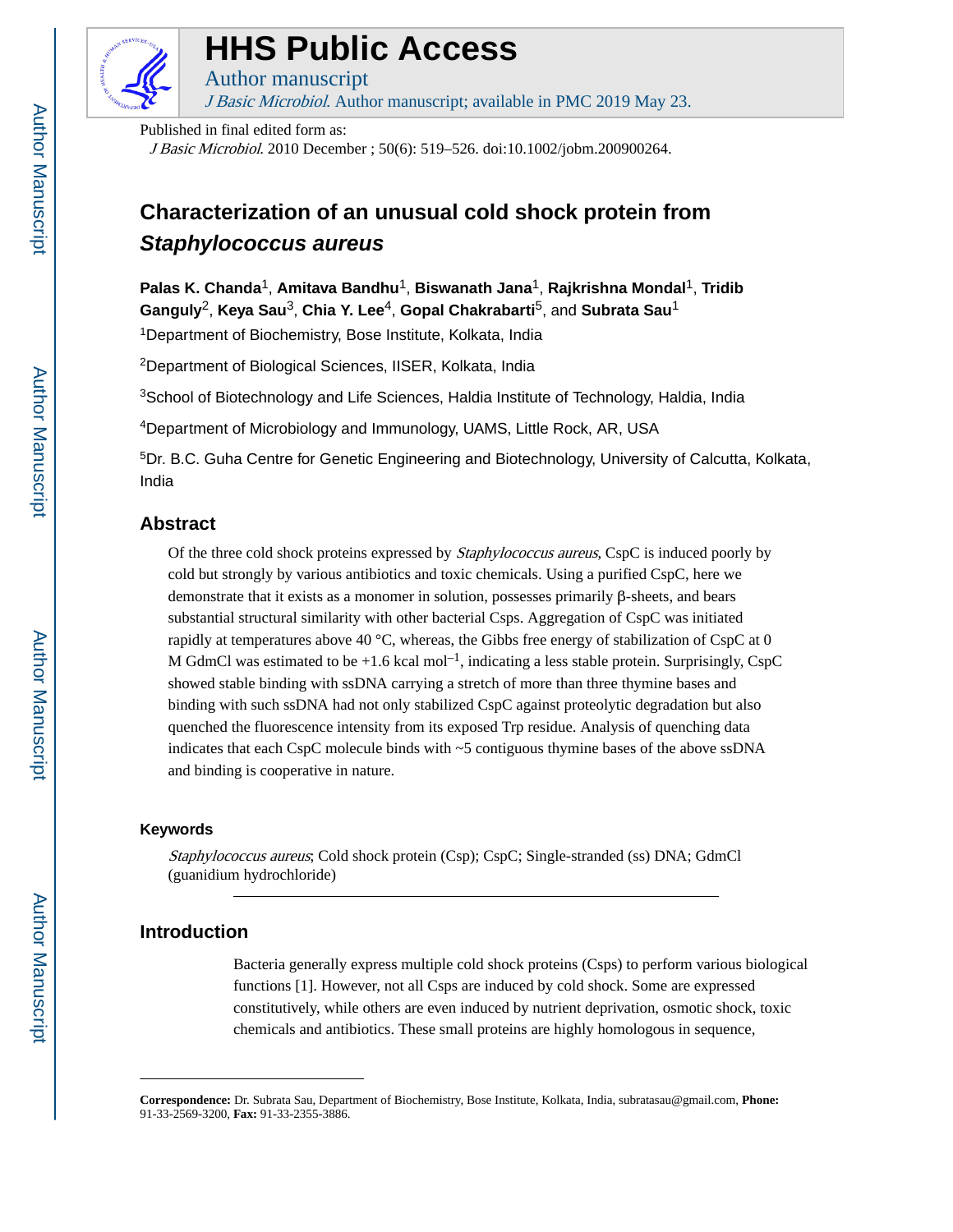# HHS Public Access

Author manuscript

*J Basic Microbiol*. Author manuscript; available in PMC 2019 May 23.

Published in final edited form as:

*J Basic Microbiol*. 2010 December ; 50(6): 519–526. doi:10.1002/jobm.200900264.

# Characterization of an unusual cold shock protein from *Staphylococcus aureus*

**Palas K. Chanda**[1], **Amitava Bandhu**[1], **Biswanath Jana**[1], **Rajkrishna Mondal**[1], **Tridib Ganguly**[2], **Keya Sau**[3], **Chia Y. Lee**[4], **Gopal Chakrabarti**[5], and **Subrata Sau**[1]

[1]Department of Biochemistry, Bose Institute, Kolkata, India

[2]Department of Biological Sciences, IISER, Kolkata, India

[3]School of Biotechnology and Life Sciences, Haldia Institute of Technology, Haldia, India

[4]Department of Microbiology and Immunology, UAMS, Little Rock, AR, USA

[5]Dr. B.C. Guha Centre for Genetic Engineering and Biotechnology, University of Calcutta, Kolkata, India

## Abstract

Of the three cold shock proteins expressed by *Staphylococcus aureus*, CspC is induced poorly by cold but strongly by various antibiotics and toxic chemicals. Using a purified CspC, here we demonstrate that it exists as a monomer in solution, possesses primarily β-sheets, and bears substantial structural similarity with other bacterial Csps. Aggregation of CspC was initiated rapidly at temperatures above 40 °C, whereas, the Gibbs free energy of stabilization of CspC at 0 M GdmCl was estimated to be +1.6 kcal $mol^{-1}$, indicating a less stable protein. Surprisingly, CspC showed stable binding with ssDNA carrying a stretch of more than three thymine bases and binding with such ssDNA had not only stabilized CspC against proteolytic degradation but also quenched the fluorescence intensity from its exposed Trp residue. Analysis of quenching data indicates that each CspC molecule binds with ~5 contiguous thymine bases of the above ssDNA and binding is cooperative in nature.

### Keywords

*Staphylococcus aureus*; Cold shock protein (Csp); CspC; Single-stranded (ss) DNA; GdmCl (guanidium hydrochloride)

## Introduction

Bacteria generally express multiple cold shock proteins (Csps) to perform various biological functions [1]. However, not all Csps are induced by cold shock. Some are expressed constitutively, while others are even induced by nutrient deprivation, osmotic shock, toxic chemicals and antibiotics. These small proteins are highly homologous in sequence,

**Correspondence:** Dr. Subrata Sau, Department of Biochemistry, Bose Institute, Kolkata, India, subratasau@gmail.com, **Phone:** 91-33-2569-3200, **Fax:** 91-33-2355-3886.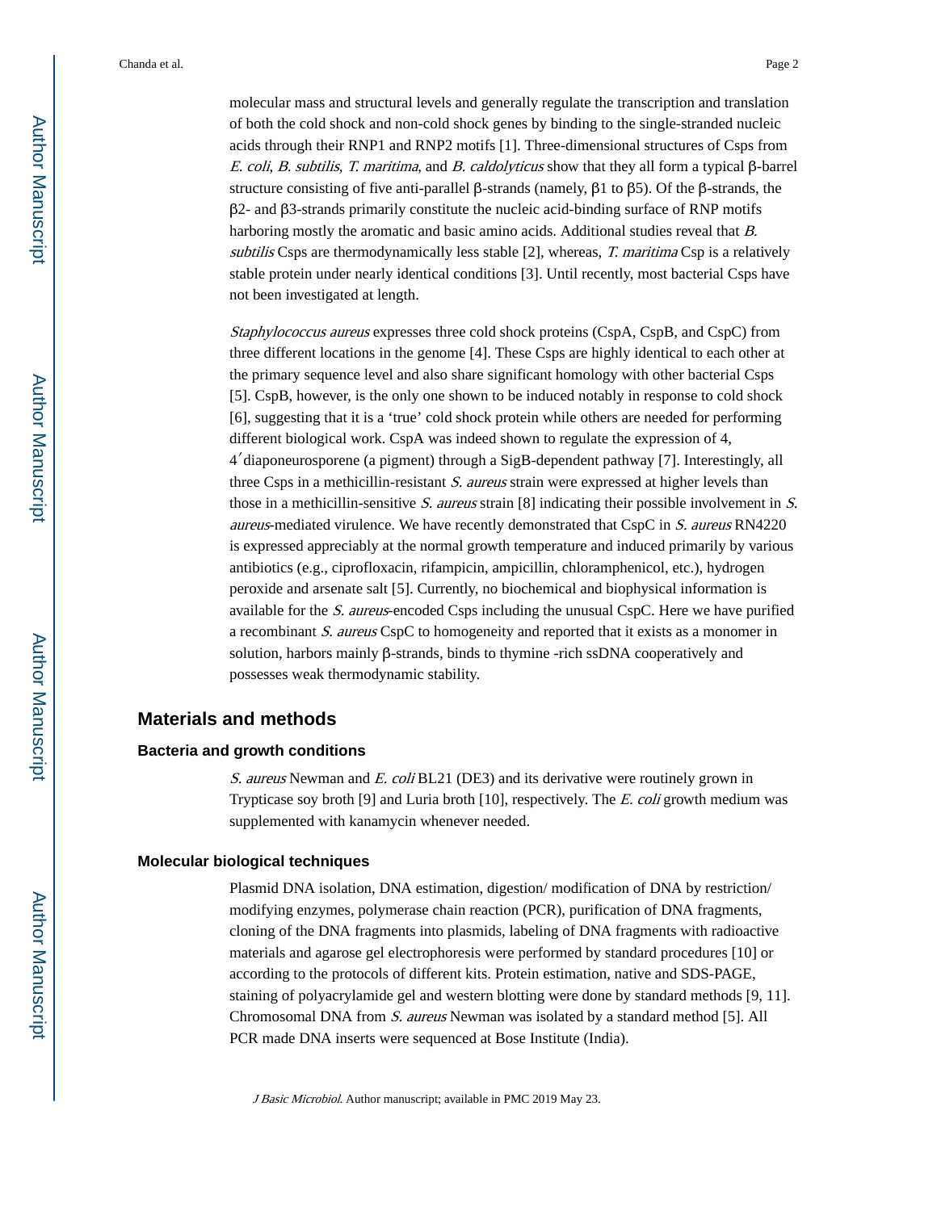molecular mass and structural levels and generally regulate the transcription and translation of both the cold shock and non-cold shock genes by binding to the single-stranded nucleic acids through their RNP1 and RNP2 motifs [1]. Three-dimensional structures of Csps from *E. coli*, *B. subtilis*, *T. maritima*, and *B. caldolyticus* show that they all form a typical β-barrel structure consisting of five anti-parallel β-strands (namely, β1 to β5). Of the β-strands, the β2- and β3-strands primarily constitute the nucleic acid-binding surface of RNP motifs harboring mostly the aromatic and basic amino acids. Additional studies reveal that *B. subtilis* Csps are thermodynamically less stable [2], whereas, *T. maritima* Csp is a relatively stable protein under nearly identical conditions [3]. Until recently, most bacterial Csps have not been investigated at length.

*Staphylococcus aureus* expresses three cold shock proteins (CspA, CspB, and CspC) from three different locations in the genome [4]. These Csps are highly identical to each other at the primary sequence level and also share significant homology with other bacterial Csps [5]. CspB, however, is the only one shown to be induced notably in response to cold shock [6], suggesting that it is a 'true' cold shock protein while others are needed for performing different biological work. CspA was indeed shown to regulate the expression of 4, 4′diaponeurosporene (a pigment) through a SigB-dependent pathway [7]. Interestingly, all three Csps in a methicillin-resistant *S. aureus* strain were expressed at higher levels than those in a methicillin-sensitive *S. aureus* strain [8] indicating their possible involvement in *S. aureus*-mediated virulence. We have recently demonstrated that CspC in *S. aureus* RN4220 is expressed appreciably at the normal growth temperature and induced primarily by various antibiotics (e.g., ciprofloxacin, rifampicin, ampicillin, chloramphenicol, etc.), hydrogen peroxide and arsenate salt [5]. Currently, no biochemical and biophysical information is available for the *S. aureus*-encoded Csps including the unusual CspC. Here we have purified a recombinant *S. aureus* CspC to homogeneity and reported that it exists as a monomer in solution, harbors mainly β-strands, binds to thymine -rich ssDNA cooperatively and possesses weak thermodynamic stability.

## Materials and methods

### Bacteria and growth conditions

*S. aureus* Newman and *E. coli* BL21 (DE3) and its derivative were routinely grown in Trypticase soy broth [9] and Luria broth [10], respectively. The *E. coli* growth medium was supplemented with kanamycin whenever needed.

### Molecular biological techniques

Plasmid DNA isolation, DNA estimation, digestion/ modification of DNA by restriction/ modifying enzymes, polymerase chain reaction (PCR), purification of DNA fragments, cloning of the DNA fragments into plasmids, labeling of DNA fragments with radioactive materials and agarose gel electrophoresis were performed by standard procedures [10] or according to the protocols of different kits. Protein estimation, native and SDS-PAGE, staining of polyacrylamide gel and western blotting were done by standard methods [9, 11]. Chromosomal DNA from *S. aureus* Newman was isolated by a standard method [5]. All PCR made DNA inserts were sequenced at Bose Institute (India).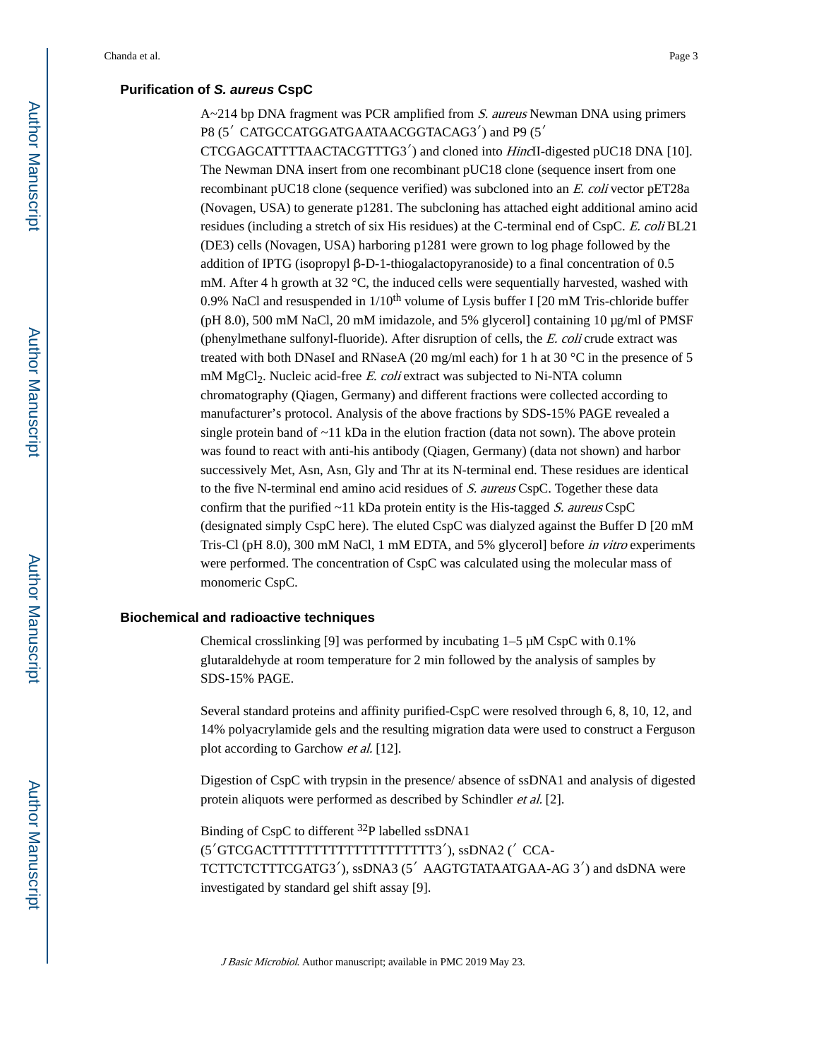### Purification of *S. aureus* CspC

A~214 bp DNA fragment was PCR amplified from *S. aureus* Newman DNA using primers P8 (5′ CATGCCATGGATGAATAACGGTACAG3′) and P9 (5′ CTCGAGCATTTTAACTACGTTTG3′) and cloned into *Hinc*II-digested pUC18 DNA [10]. The Newman DNA insert from one recombinant pUC18 clone (sequence insert from one recombinant pUC18 clone (sequence verified) was subcloned into an *E. coli* vector pET28a (Novagen, USA) to generate p1281. The subcloning has attached eight additional amino acid residues (including a stretch of six His residues) at the C-terminal end of CspC. *E. coli* BL21 (DE3) cells (Novagen, USA) harboring p1281 were grown to log phage followed by the addition of IPTG (isopropyl β-D-1-thiogalactopyranoside) to a final concentration of 0.5 mM. After 4 h growth at 32 °C, the induced cells were sequentially harvested, washed with 0.9% NaCl and resuspended in 1/10$^{th}$ volume of Lysis buffer I [20 mM Tris-chloride buffer (pH 8.0), 500 mM NaCl, 20 mM imidazole, and 5% glycerol] containing 10 μg/ml of PMSF (phenylmethane sulfonyl-fluoride). After disruption of cells, the *E. coli* crude extract was treated with both DNaseI and RNaseA (20 mg/ml each) for 1 h at 30 °C in the presence of 5 mM $MgCl_2$. Nucleic acid-free *E. coli* extract was subjected to Ni-NTA column chromatography (Qiagen, Germany) and different fractions were collected according to manufacturer's protocol. Analysis of the above fractions by SDS-15% PAGE revealed a single protein band of ~11 kDa in the elution fraction (data not sown). The above protein was found to react with anti-his antibody (Qiagen, Germany) (data not shown) and harbor successively Met, Asn, Asn, Gly and Thr at its N-terminal end. These residues are identical to the five N-terminal end amino acid residues of *S. aureus* CspC. Together these data confirm that the purified ~11 kDa protein entity is the His-tagged *S. aureus* CspC (designated simply CspC here). The eluted CspC was dialyzed against the Buffer D [20 mM Tris-Cl (pH 8.0), 300 mM NaCl, 1 mM EDTA, and 5% glycerol] before *in vitro* experiments were performed. The concentration of CspC was calculated using the molecular mass of monomeric CspC.

### Biochemical and radioactive techniques

Chemical crosslinking [9] was performed by incubating 1–5 μM CspC with 0.1% glutaraldehyde at room temperature for 2 min followed by the analysis of samples by SDS-15% PAGE.

Several standard proteins and affinity purified-CspC were resolved through 6, 8, 10, 12, and 14% polyacrylamide gels and the resulting migration data were used to construct a Ferguson plot according to Garchow *et al.* [12].

Digestion of CspC with trypsin in the presence/ absence of ssDNA1 and analysis of digested protein aliquots were performed as described by Schindler *et al.* [2].

Binding of CspC to different $^{32}$P labelled ssDNA1 (5′GTCGACTTTTTTTTTTTTTTTTTTTTT3′), ssDNA2 (′ CCA-TCTTCTCTTTCGATG3′), ssDNA3 (5′ AAGTGTATAATGAA-AG 3′) and dsDNA were investigated by standard gel shift assay [9].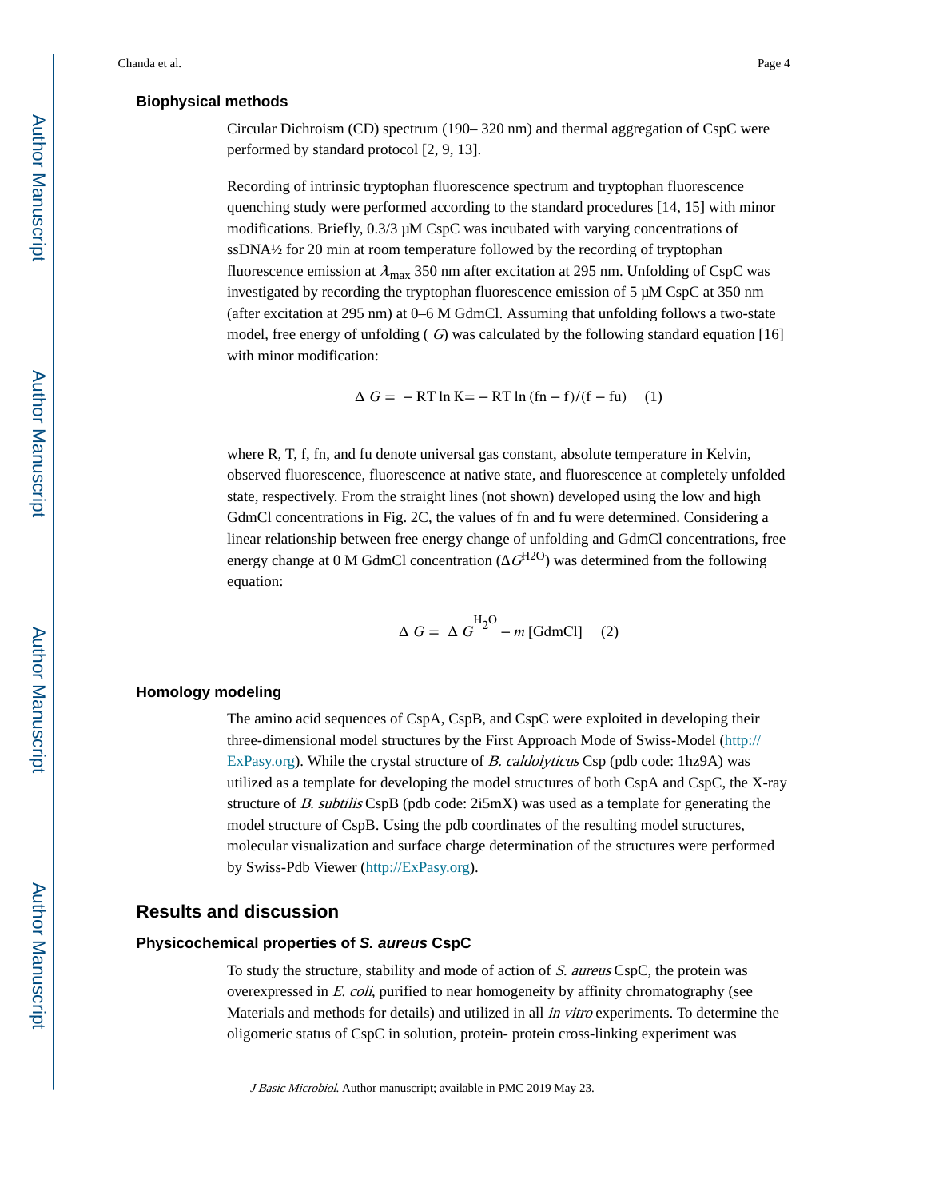### Biophysical methods

Circular Dichroism (CD) spectrum (190– 320 nm) and thermal aggregation of CspC were performed by standard protocol [2, 9, 13].

Recording of intrinsic tryptophan fluorescence spectrum and tryptophan fluorescence quenching study were performed according to the standard procedures [14, 15] with minor modifications. Briefly, 0.3/3 µM CspC was incubated with varying concentrations of ssDNA½ for 20 min at room temperature followed by the recording of tryptophan fluorescence emission at $\lambda_{max}$ 350 nm after excitation at 295 nm. Unfolding of CspC was investigated by recording the tryptophan fluorescence emission of 5 µM CspC at 350 nm (after excitation at 295 nm) at 0–6 M GdmCl. Assuming that unfolding follows a two-state model, free energy of unfolding ( $G$) was calculated by the following standard equation [16] with minor modification:

$$\Delta G = -\text{RT}\ln \text{K} = -\text{RT}\ln(\text{fn}-\text{f})/(\text{f}-\text{fu}) \quad (1)$$

where R, T, f, fn, and fu denote universal gas constant, absolute temperature in Kelvin, observed fluorescence, fluorescence at native state, and fluorescence at completely unfolded state, respectively. From the straight lines (not shown) developed using the low and high GdmCl concentrations in Fig. 2C, the values of fn and fu were determined. Considering a linear relationship between free energy change of unfolding and GdmCl concentrations, free energy change at 0 M GdmCl concentration ($\Delta G^{H2O}$) was determined from the following equation:

$$\Delta G = \Delta G^{H_2O} - m[\text{GdmCl}] \quad (2)$$

### Homology modeling

The amino acid sequences of CspA, CspB, and CspC were exploited in developing their three-dimensional model structures by the First Approach Mode of Swiss-Model (http://ExPasy.org). While the crystal structure of *B. caldolyticus* Csp (pdb code: 1hz9A) was utilized as a template for developing the model structures of both CspA and CspC, the X-ray structure of *B. subtilis* CspB (pdb code: 2i5mX) was used as a template for generating the model structure of CspB. Using the pdb coordinates of the resulting model structures, molecular visualization and surface charge determination of the structures were performed by Swiss-Pdb Viewer (http://ExPasy.org).

## Results and discussion

### Physicochemical properties of *S. aureus* CspC

To study the structure, stability and mode of action of *S. aureus* CspC, the protein was overexpressed in *E. coli*, purified to near homogeneity by affinity chromatography (see Materials and methods for details) and utilized in all *in vitro* experiments. To determine the oligomeric status of CspC in solution, protein- protein cross-linking experiment was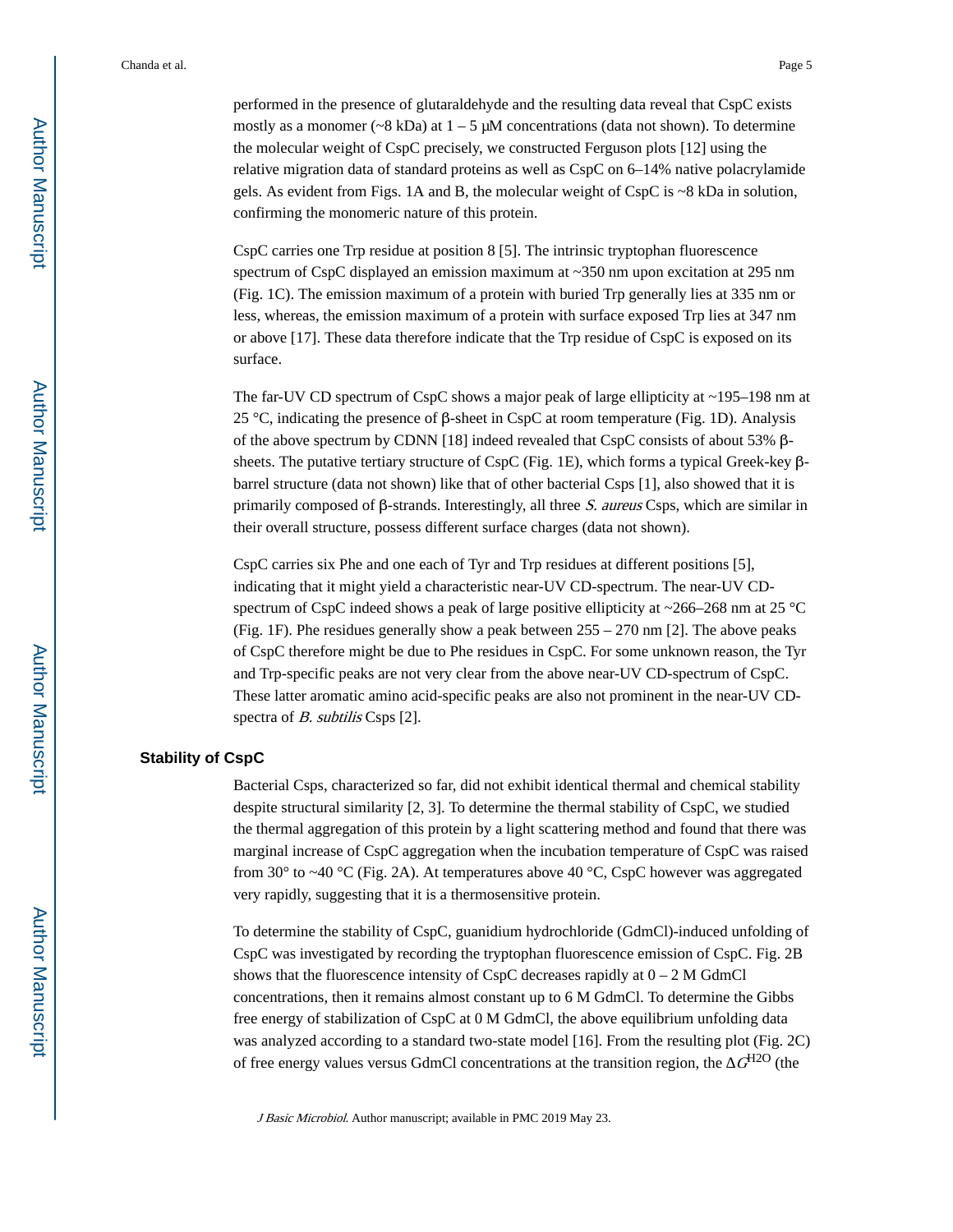performed in the presence of glutaraldehyde and the resulting data reveal that CspC exists mostly as a monomer (~8 kDa) at 1 – 5 μM concentrations (data not shown). To determine the molecular weight of CspC precisely, we constructed Ferguson plots [12] using the relative migration data of standard proteins as well as CspC on 6–14% native polacrylamide gels. As evident from Figs. 1A and B, the molecular weight of CspC is ~8 kDa in solution, confirming the monomeric nature of this protein.

CspC carries one Trp residue at position 8 [5]. The intrinsic tryptophan fluorescence spectrum of CspC displayed an emission maximum at ~350 nm upon excitation at 295 nm (Fig. 1C). The emission maximum of a protein with buried Trp generally lies at 335 nm or less, whereas, the emission maximum of a protein with surface exposed Trp lies at 347 nm or above [17]. These data therefore indicate that the Trp residue of CspC is exposed on its surface.

The far-UV CD spectrum of CspC shows a major peak of large ellipticity at ~195–198 nm at 25 °C, indicating the presence of β-sheet in CspC at room temperature (Fig. 1D). Analysis of the above spectrum by CDNN [18] indeed revealed that CspC consists of about 53% β-sheets. The putative tertiary structure of CspC (Fig. 1E), which forms a typical Greek-key β-barrel structure (data not shown) like that of other bacterial Csps [1], also showed that it is primarily composed of β-strands. Interestingly, all three *S. aureus* Csps, which are similar in their overall structure, possess different surface charges (data not shown).

CspC carries six Phe and one each of Tyr and Trp residues at different positions [5], indicating that it might yield a characteristic near-UV CD-spectrum. The near-UV CD-spectrum of CspC indeed shows a peak of large positive ellipticity at ~266–268 nm at 25 °C (Fig. 1F). Phe residues generally show a peak between 255 – 270 nm [2]. The above peaks of CspC therefore might be due to Phe residues in CspC. For some unknown reason, the Tyr and Trp-specific peaks are not very clear from the above near-UV CD-spectrum of CspC. These latter aromatic amino acid-specific peaks are also not prominent in the near-UV CD-spectra of *B. subtilis* Csps [2].

### Stability of CspC

Bacterial Csps, characterized so far, did not exhibit identical thermal and chemical stability despite structural similarity [2, 3]. To determine the thermal stability of CspC, we studied the thermal aggregation of this protein by a light scattering method and found that there was marginal increase of CspC aggregation when the incubation temperature of CspC was raised from 30° to ~40 °C (Fig. 2A). At temperatures above 40 °C, CspC however was aggregated very rapidly, suggesting that it is a thermosensitive protein.

To determine the stability of CspC, guanidium hydrochloride (GdmCl)-induced unfolding of CspC was investigated by recording the tryptophan fluorescence emission of CspC. Fig. 2B shows that the fluorescence intensity of CspC decreases rapidly at 0 – 2 M GdmCl concentrations, then it remains almost constant up to 6 M GdmCl. To determine the Gibbs free energy of stabilization of CspC at 0 M GdmCl, the above equilibrium unfolding data was analyzed according to a standard two-state model [16]. From the resulting plot (Fig. 2C) of free energy values versus GdmCl concentrations at the transition region, the $\Delta G^{H2O}$ (the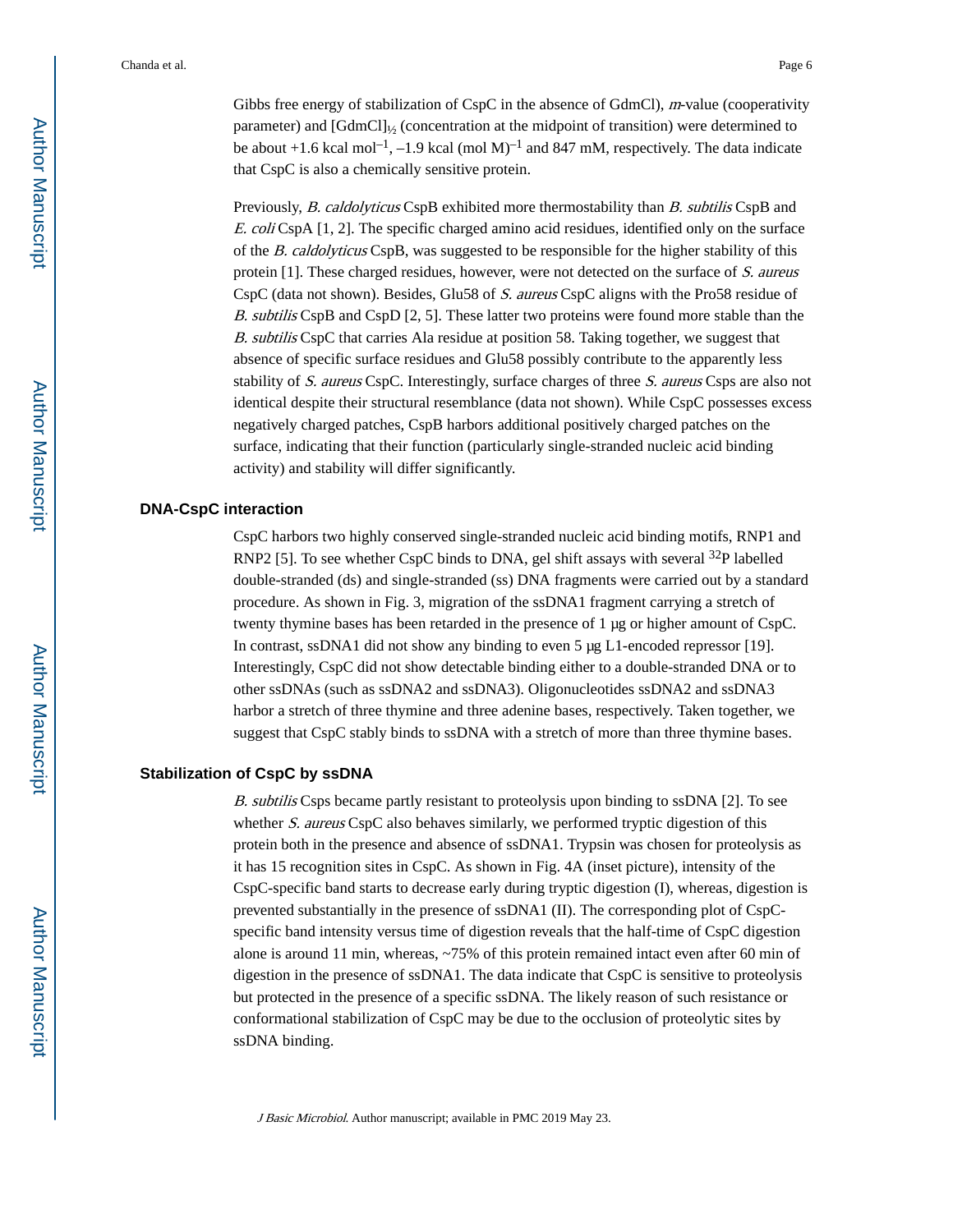Gibbs free energy of stabilization of CspC in the absence of GdmCl), *m*-value (cooperativity parameter) and $[GdmCl]_{½}$ (concentration at the midpoint of transition) were determined to be about +1.6 kcal $mol^{-1}$, –1.9 kcal $(mol\ M)^{-1}$ and 847 mM, respectively. The data indicate that CspC is also a chemically sensitive protein.

Previously, *B. caldolyticus* CspB exhibited more thermostability than *B. subtilis* CspB and *E. coli* CspA [1, 2]. The specific charged amino acid residues, identified only on the surface of the *B. caldolyticus* CspB, was suggested to be responsible for the higher stability of this protein [1]. These charged residues, however, were not detected on the surface of *S. aureus* CspC (data not shown). Besides, Glu58 of *S. aureus* CspC aligns with the Pro58 residue of *B. subtilis* CspB and CspD [2, 5]. These latter two proteins were found more stable than the *B. subtilis* CspC that carries Ala residue at position 58. Taking together, we suggest that absence of specific surface residues and Glu58 possibly contribute to the apparently less stability of *S. aureus* CspC. Interestingly, surface charges of three *S. aureus* Csps are also not identical despite their structural resemblance (data not shown). While CspC possesses excess negatively charged patches, CspB harbors additional positively charged patches on the surface, indicating that their function (particularly single-stranded nucleic acid binding activity) and stability will differ significantly.

### DNA-CspC interaction

CspC harbors two highly conserved single-stranded nucleic acid binding motifs, RNP1 and RNP2 [5]. To see whether CspC binds to DNA, gel shift assays with several $^{32}P$ labelled double-stranded (ds) and single-stranded (ss) DNA fragments were carried out by a standard procedure. As shown in Fig. 3, migration of the ssDNA1 fragment carrying a stretch of twenty thymine bases has been retarded in the presence of 1 μg or higher amount of CspC. In contrast, ssDNA1 did not show any binding to even 5 μg L1-encoded repressor [19]. Interestingly, CspC did not show detectable binding either to a double-stranded DNA or to other ssDNAs (such as ssDNA2 and ssDNA3). Oligonucleotides ssDNA2 and ssDNA3 harbor a stretch of three thymine and three adenine bases, respectively. Taken together, we suggest that CspC stably binds to ssDNA with a stretch of more than three thymine bases.

### Stabilization of CspC by ssDNA

*B. subtilis* Csps became partly resistant to proteolysis upon binding to ssDNA [2]. To see whether *S. aureus* CspC also behaves similarly, we performed tryptic digestion of this protein both in the presence and absence of ssDNA1. Trypsin was chosen for proteolysis as it has 15 recognition sites in CspC. As shown in Fig. 4A (inset picture), intensity of the CspC-specific band starts to decrease early during tryptic digestion (I), whereas, digestion is prevented substantially in the presence of ssDNA1 (II). The corresponding plot of CspC-specific band intensity versus time of digestion reveals that the half-time of CspC digestion alone is around 11 min, whereas, ~75% of this protein remained intact even after 60 min of digestion in the presence of ssDNA1. The data indicate that CspC is sensitive to proteolysis but protected in the presence of a specific ssDNA. The likely reason of such resistance or conformational stabilization of CspC may be due to the occlusion of proteolytic sites by ssDNA binding.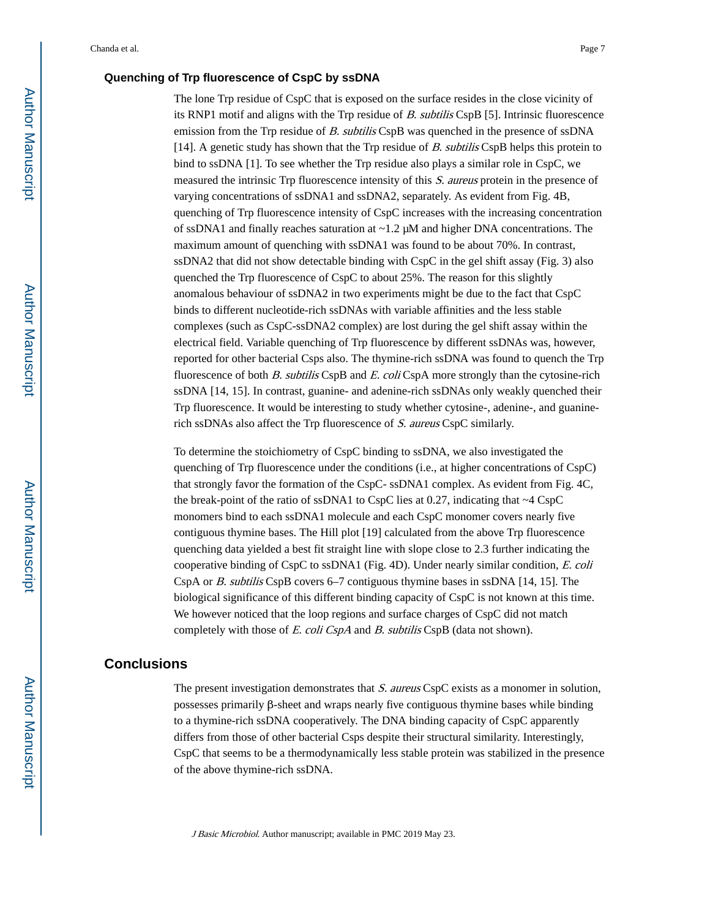### Quenching of Trp fluorescence of CspC by ssDNA

The lone Trp residue of CspC that is exposed on the surface resides in the close vicinity of its RNP1 motif and aligns with the Trp residue of *B. subtilis* CspB [5]. Intrinsic fluorescence emission from the Trp residue of *B. subtilis* CspB was quenched in the presence of ssDNA [14]. A genetic study has shown that the Trp residue of *B. subtilis* CspB helps this protein to bind to ssDNA [1]. To see whether the Trp residue also plays a similar role in CspC, we measured the intrinsic Trp fluorescence intensity of this *S. aureus* protein in the presence of varying concentrations of ssDNA1 and ssDNA2, separately. As evident from Fig. 4B, quenching of Trp fluorescence intensity of CspC increases with the increasing concentration of ssDNA1 and finally reaches saturation at ~1.2 μM and higher DNA concentrations. The maximum amount of quenching with ssDNA1 was found to be about 70%. In contrast, ssDNA2 that did not show detectable binding with CspC in the gel shift assay (Fig. 3) also quenched the Trp fluorescence of CspC to about 25%. The reason for this slightly anomalous behaviour of ssDNA2 in two experiments might be due to the fact that CspC binds to different nucleotide-rich ssDNAs with variable affinities and the less stable complexes (such as CspC-ssDNA2 complex) are lost during the gel shift assay within the electrical field. Variable quenching of Trp fluorescence by different ssDNAs was, however, reported for other bacterial Csps also. The thymine-rich ssDNA was found to quench the Trp fluorescence of both *B. subtilis* CspB and *E. coli* CspA more strongly than the cytosine-rich ssDNA [14, 15]. In contrast, guanine- and adenine-rich ssDNAs only weakly quenched their Trp fluorescence. It would be interesting to study whether cytosine-, adenine-, and guanine-rich ssDNAs also affect the Trp fluorescence of *S. aureus* CspC similarly.

To determine the stoichiometry of CspC binding to ssDNA, we also investigated the quenching of Trp fluorescence under the conditions (i.e., at higher concentrations of CspC) that strongly favor the formation of the CspC- ssDNA1 complex. As evident from Fig. 4C, the break-point of the ratio of ssDNA1 to CspC lies at 0.27, indicating that ~4 CspC monomers bind to each ssDNA1 molecule and each CspC monomer covers nearly five contiguous thymine bases. The Hill plot [19] calculated from the above Trp fluorescence quenching data yielded a best fit straight line with slope close to 2.3 further indicating the cooperative binding of CspC to ssDNA1 (Fig. 4D). Under nearly similar condition, *E. coli* CspA or *B. subtilis* CspB covers 6–7 contiguous thymine bases in ssDNA [14, 15]. The biological significance of this different binding capacity of CspC is not known at this time. We however noticed that the loop regions and surface charges of CspC did not match completely with those of *E. coli CspA* and *B. subtilis* CspB (data not shown).

## Conclusions

The present investigation demonstrates that *S. aureus* CspC exists as a monomer in solution, possesses primarily β-sheet and wraps nearly five contiguous thymine bases while binding to a thymine-rich ssDNA cooperatively. The DNA binding capacity of CspC apparently differs from those of other bacterial Csps despite their structural similarity. Interestingly, CspC that seems to be a thermodynamically less stable protein was stabilized in the presence of the above thymine-rich ssDNA.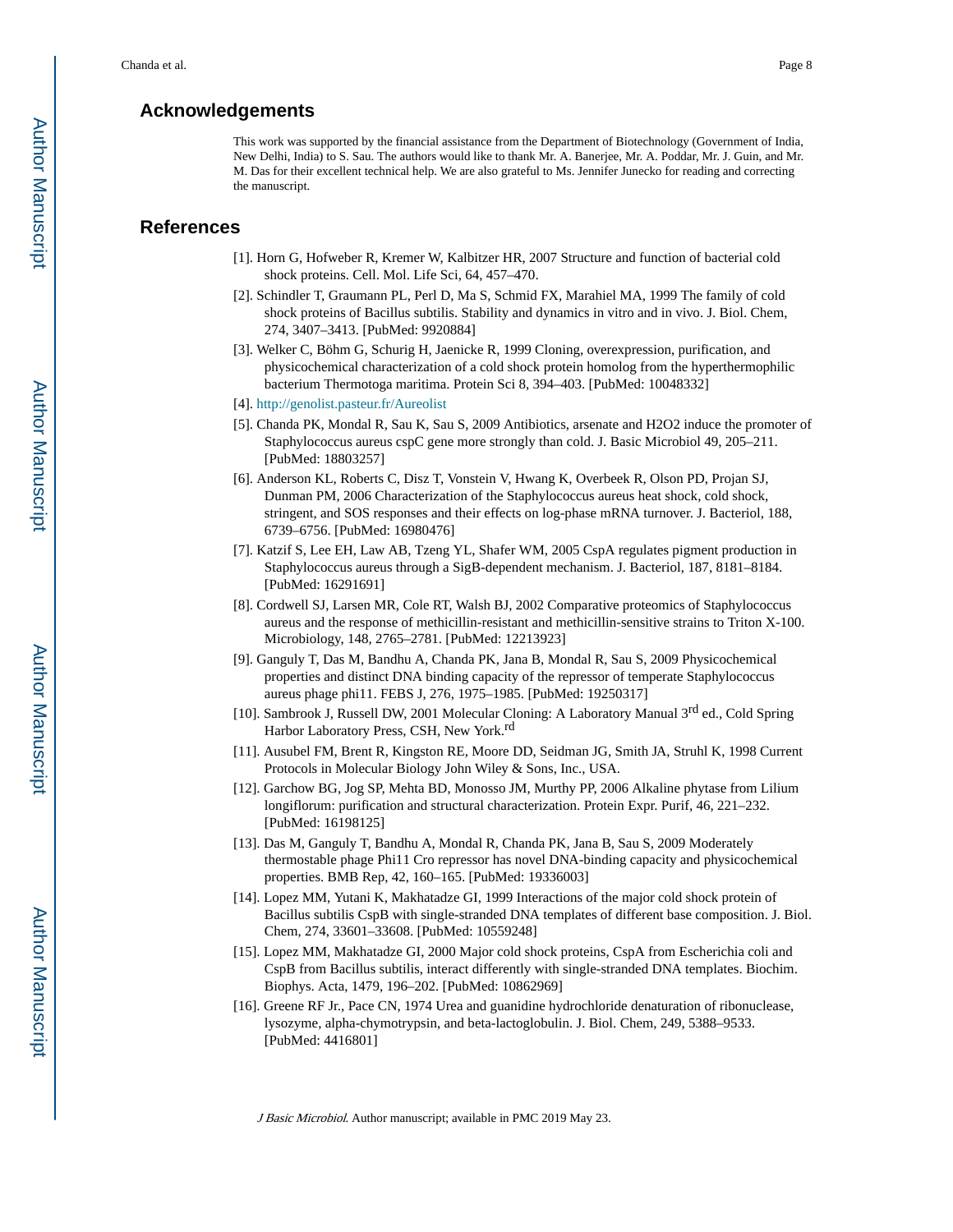## Acknowledgements

This work was supported by the financial assistance from the Department of Biotechnology (Government of India, New Delhi, India) to S. Sau. The authors would like to thank Mr. A. Banerjee, Mr. A. Poddar, Mr. J. Guin, and Mr. M. Das for their excellent technical help. We are also grateful to Ms. Jennifer Junecko for reading and correcting the manuscript.

## References

[1]. Horn G, Hofweber R, Kremer W, Kalbitzer HR, 2007 Structure and function of bacterial cold shock proteins. Cell. Mol. Life Sci, 64, 457–470.

[2]. Schindler T, Graumann PL, Perl D, Ma S, Schmid FX, Marahiel MA, 1999 The family of cold shock proteins of Bacillus subtilis. Stability and dynamics in vitro and in vivo. J. Biol. Chem, 274, 3407–3413. [PubMed: 9920884]

[3]. Welker C, Böhm G, Schurig H, Jaenicke R, 1999 Cloning, overexpression, purification, and physicochemical characterization of a cold shock protein homolog from the hyperthermophilic bacterium Thermotoga maritima. Protein Sci 8, 394–403. [PubMed: 10048332]

[4]. http://genolist.pasteur.fr/Aureolist

[5]. Chanda PK, Mondal R, Sau K, Sau S, 2009 Antibiotics, arsenate and H2O2 induce the promoter of Staphylococcus aureus cspC gene more strongly than cold. J. Basic Microbiol 49, 205–211. [PubMed: 18803257]

[6]. Anderson KL, Roberts C, Disz T, Vonstein V, Hwang K, Overbeek R, Olson PD, Projan SJ, Dunman PM, 2006 Characterization of the Staphylococcus aureus heat shock, cold shock, stringent, and SOS responses and their effects on log-phase mRNA turnover. J. Bacteriol, 188, 6739–6756. [PubMed: 16980476]

[7]. Katzif S, Lee EH, Law AB, Tzeng YL, Shafer WM, 2005 CspA regulates pigment production in Staphylococcus aureus through a SigB-dependent mechanism. J. Bacteriol, 187, 8181–8184. [PubMed: 16291691]

[8]. Cordwell SJ, Larsen MR, Cole RT, Walsh BJ, 2002 Comparative proteomics of Staphylococcus aureus and the response of methicillin-resistant and methicillin-sensitive strains to Triton X-100. Microbiology, 148, 2765–2781. [PubMed: 12213923]

[9]. Ganguly T, Das M, Bandhu A, Chanda PK, Jana B, Mondal R, Sau S, 2009 Physicochemical properties and distinct DNA binding capacity of the repressor of temperate Staphylococcus aureus phage phi11. FEBS J, 276, 1975–1985. [PubMed: 19250317]

[10]. Sambrook J, Russell DW, 2001 Molecular Cloning: A Laboratory Manual 3rd ed., Cold Spring Harbor Laboratory Press, CSH, New York.rd

[11]. Ausubel FM, Brent R, Kingston RE, Moore DD, Seidman JG, Smith JA, Struhl K, 1998 Current Protocols in Molecular Biology John Wiley & Sons, Inc., USA.

[12]. Garchow BG, Jog SP, Mehta BD, Monosso JM, Murthy PP, 2006 Alkaline phytase from Lilium longiflorum: purification and structural characterization. Protein Expr. Purif, 46, 221–232. [PubMed: 16198125]

[13]. Das M, Ganguly T, Bandhu A, Mondal R, Chanda PK, Jana B, Sau S, 2009 Moderately thermostable phage Phi11 Cro repressor has novel DNA-binding capacity and physicochemical properties. BMB Rep, 42, 160–165. [PubMed: 19336003]

[14]. Lopez MM, Yutani K, Makhatadze GI, 1999 Interactions of the major cold shock protein of Bacillus subtilis CspB with single-stranded DNA templates of different base composition. J. Biol. Chem, 274, 33601–33608. [PubMed: 10559248]

[15]. Lopez MM, Makhatadze GI, 2000 Major cold shock proteins, CspA from Escherichia coli and CspB from Bacillus subtilis, interact differently with single-stranded DNA templates. Biochim. Biophys. Acta, 1479, 196–202. [PubMed: 10862969]

[16]. Greene RF Jr., Pace CN, 1974 Urea and guanidine hydrochloride denaturation of ribonuclease, lysozyme, alpha-chymotrypsin, and beta-lactoglobulin. J. Biol. Chem, 249, 5388–9533. [PubMed: 4416801]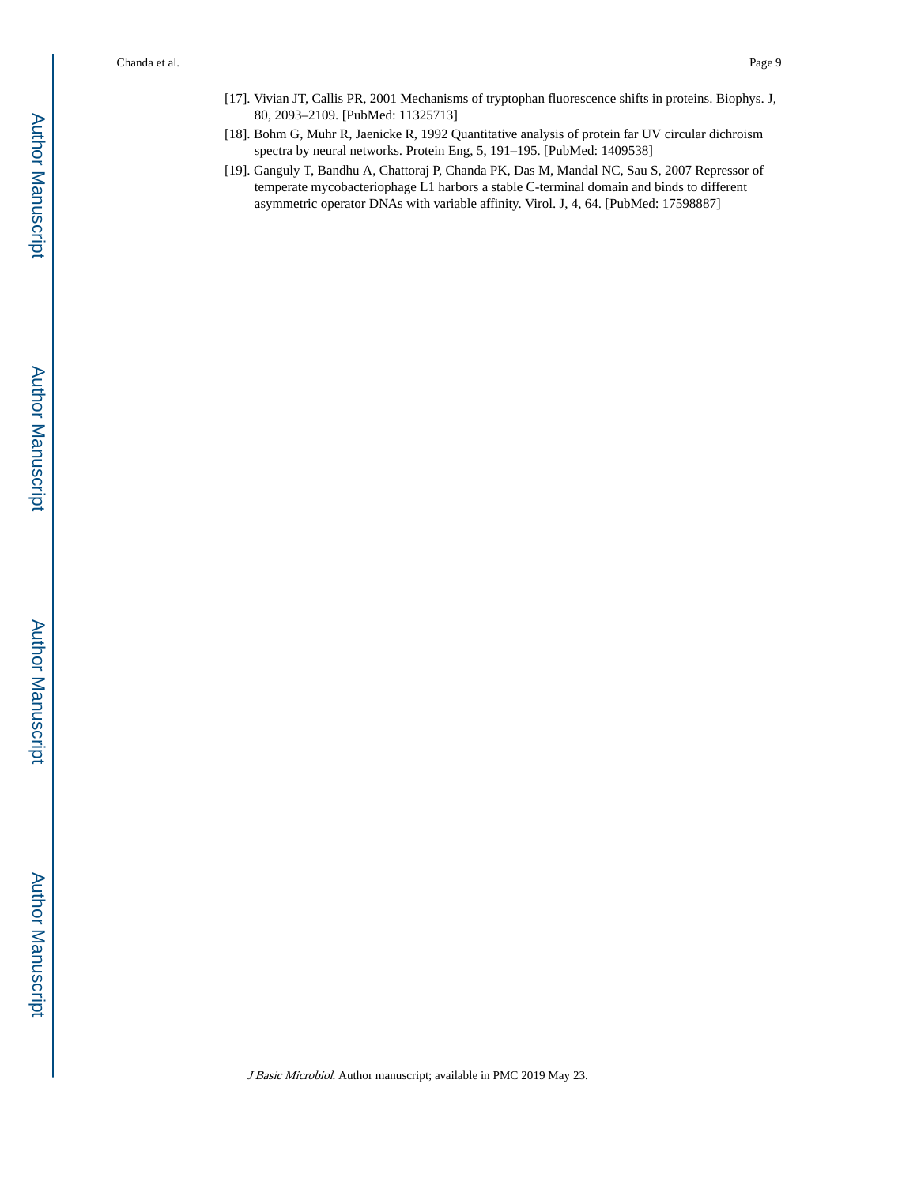[17]. Vivian JT, Callis PR, 2001 Mechanisms of tryptophan fluorescence shifts in proteins. Biophys. J, 80, 2093–2109. [PubMed: 11325713]

[18]. Bohm G, Muhr R, Jaenicke R, 1992 Quantitative analysis of protein far UV circular dichroism spectra by neural networks. Protein Eng, 5, 191–195. [PubMed: 1409538]

[19]. Ganguly T, Bandhu A, Chattoraj P, Chanda PK, Das M, Mandal NC, Sau S, 2007 Repressor of temperate mycobacteriophage L1 harbors a stable C-terminal domain and binds to different asymmetric operator DNAs with variable affinity. Virol. J, 4, 64. [PubMed: 17598887]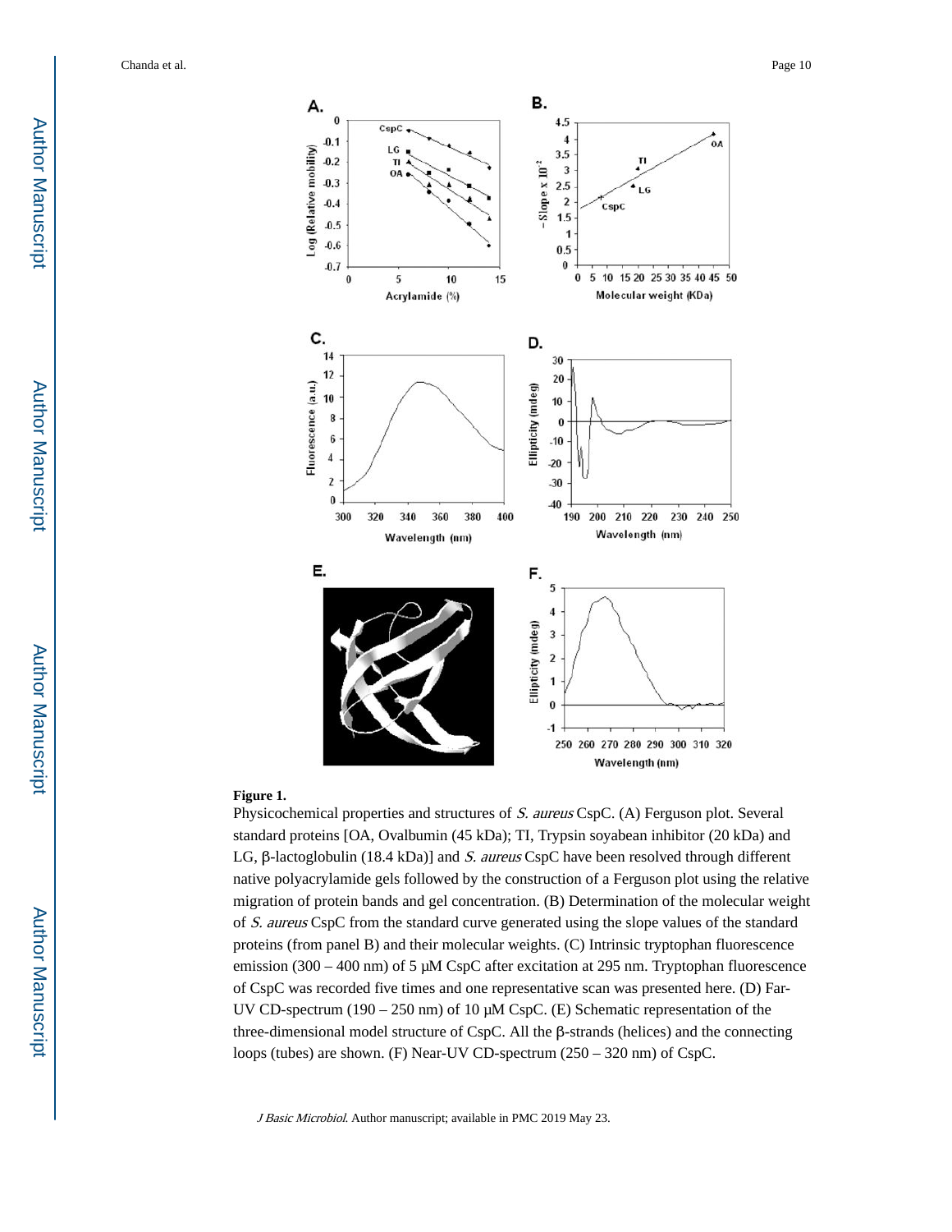**Figure 1.**

Physicochemical properties and structures of *S. aureus* CspC. (A) Ferguson plot. Several standard proteins [OA, Ovalbumin (45 kDa); TI, Trypsin soyabean inhibitor (20 kDa) and LG, β-lactoglobulin (18.4 kDa)] and *S. aureus* CspC have been resolved through different native polyacrylamide gels followed by the construction of a Ferguson plot using the relative migration of protein bands and gel concentration. (B) Determination of the molecular weight of *S. aureus* CspC from the standard curve generated using the slope values of the standard proteins (from panel B) and their molecular weights. (C) Intrinsic tryptophan fluorescence emission (300 – 400 nm) of 5 μM CspC after excitation at 295 nm. Tryptophan fluorescence of CspC was recorded five times and one representative scan was presented here. (D) Far-UV CD-spectrum (190 – 250 nm) of 10 μM CspC. (E) Schematic representation of the three-dimensional model structure of CspC. All the β-strands (helices) and the connecting loops (tubes) are shown. (F) Near-UV CD-spectrum (250 – 320 nm) of CspC.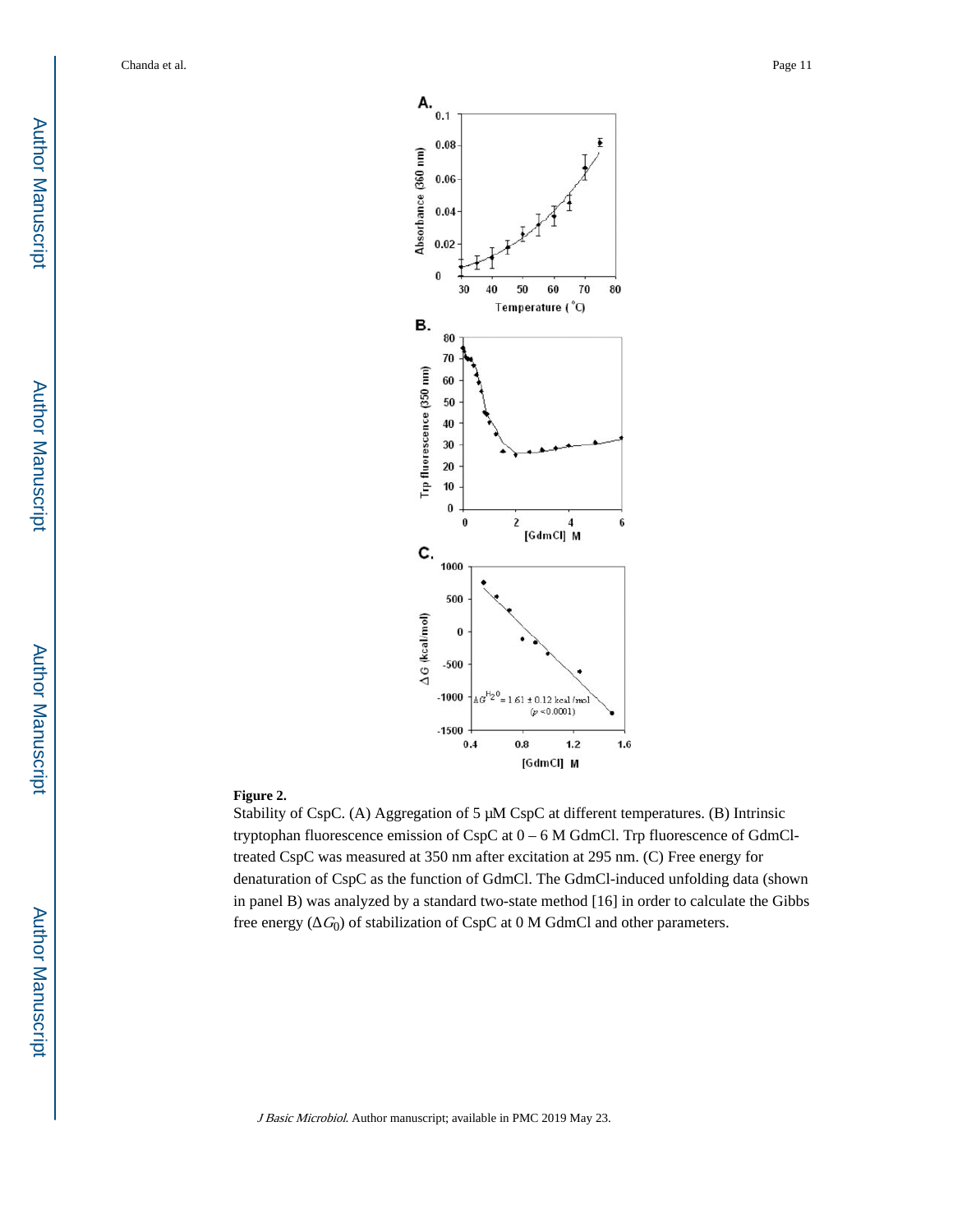**Figure 2.**

Stability of CspC. (A) Aggregation of 5 μM CspC at different temperatures. (B) Intrinsic tryptophan fluorescence emission of CspC at 0 – 6 M GdmCl. Trp fluorescence of GdmCl-treated CspC was measured at 350 nm after excitation at 295 nm. (C) Free energy for denaturation of CspC as the function of GdmCl. The GdmCl-induced unfolding data (shown in panel B) was analyzed by a standard two-state method [16] in order to calculate the Gibbs free energy ($\Delta G_0$) of stabilization of CspC at 0 M GdmCl and other parameters.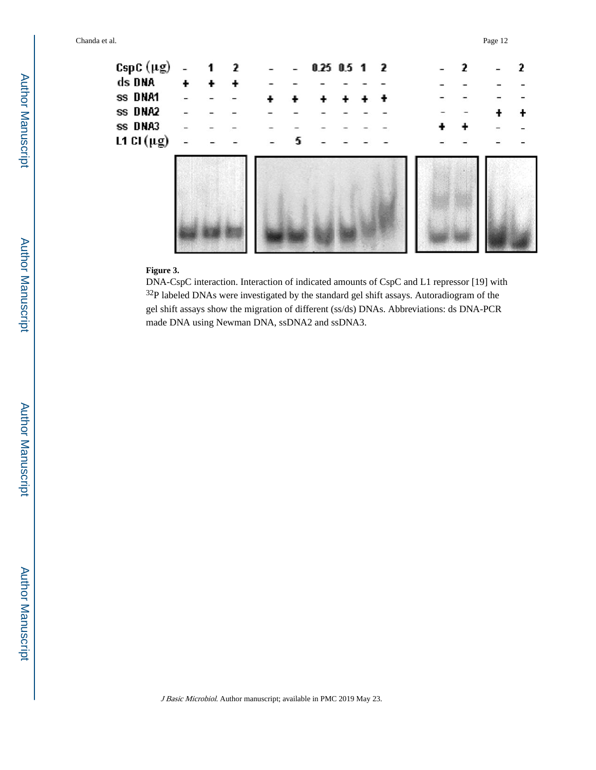**Figure 3.**

DNA-CspC interaction. Interaction of indicated amounts of CspC and L1 repressor [19] with $^{32}$P labeled DNAs were investigated by the standard gel shift assays. Autoradiogram of the gel shift assays show the migration of different (ss/ds) DNAs. Abbreviations: ds DNA-PCR made DNA using Newman DNA, ssDNA2 and ssDNA3.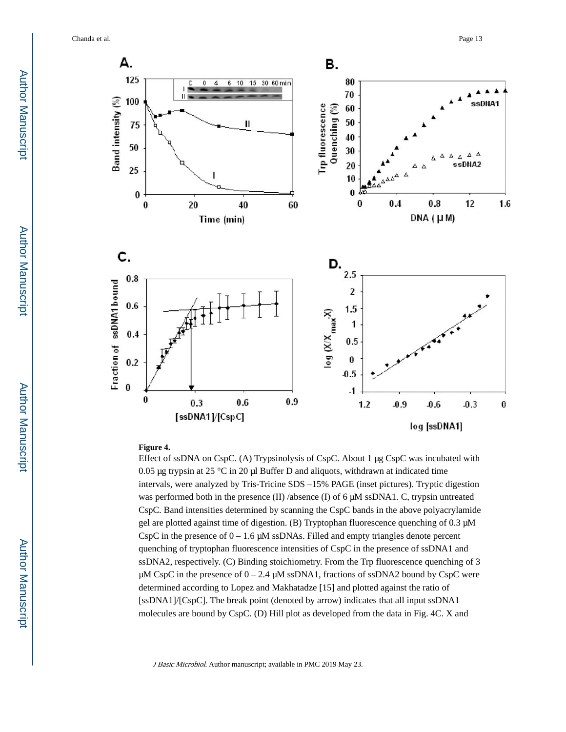**Figure 4.**

Effect of ssDNA on CspC. (A) Trypsinolysis of CspC. About 1 µg CspC was incubated with 0.05 µg trypsin at 25 °C in 20 µl Buffer D and aliquots, withdrawn at indicated time intervals, were analyzed by Tris-Tricine SDS –15% PAGE (inset pictures). Tryptic digestion was performed both in the presence (II) /absence (I) of 6 µM ssDNA1. C, trypsin untreated CspC. Band intensities determined by scanning the CspC bands in the above polyacrylamide gel are plotted against time of digestion. (B) Tryptophan fluorescence quenching of 0.3 µM CspC in the presence of 0 – 1.6 µM ssDNAs. Filled and empty triangles denote percent quenching of tryptophan fluorescence intensities of CspC in the presence of ssDNA1 and ssDNA2, respectively. (C) Binding stoichiometry. From the Trp fluorescence quenching of 3 µM CspC in the presence of 0 – 2.4 µM ssDNA1, fractions of ssDNA2 bound by CspC were determined according to Lopez and Makhatadze [15] and plotted against the ratio of [ssDNA1]/[CspC]. The break point (denoted by arrow) indicates that all input ssDNA1 molecules are bound by CspC. (D) Hill plot as developed from the data in Fig. 4C. X and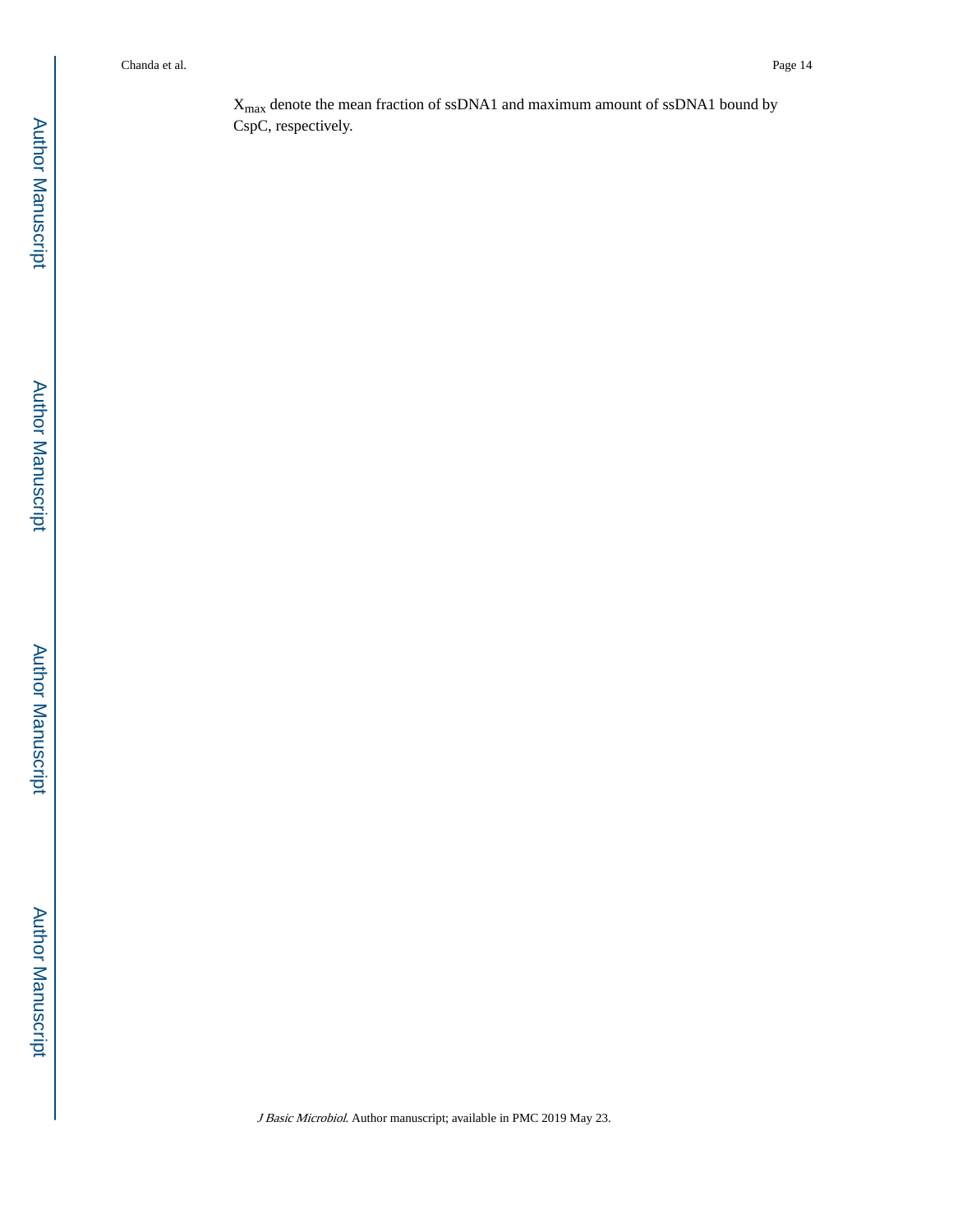$X_{max}$ denote the mean fraction of ssDNA1 and maximum amount of ssDNA1 bound by CspC, respectively.